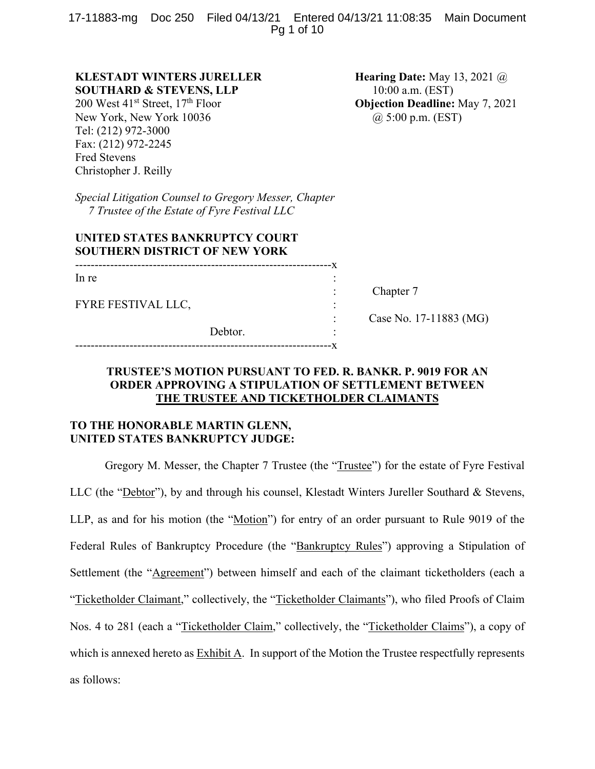**KLESTADT WINTERS JURELLER SOUTHARD & STEVENS, LLP**
200 West 41st Street, 17th Floor
New York, New York 10036
Tel: (212) 972-3000
Fax: (212) 972-2245
Fred Stevens
Christopher J. Reilly

**Hearing Date:** May 13, 2021 @ 10:00 a.m. (EST)
**Objection Deadline:** May 7, 2021 @ 5:00 p.m. (EST)

*Special Litigation Counsel to Gregory Messer, Chapter 7 Trustee of the Estate of Fyre Festival LLC*

**UNITED STATES BANKRUPTCY COURT**
**SOUTHERN DISTRICT OF NEW YORK**

| | |
|---|---|
| In re<br><br>FYRE FESTIVAL LLC,<br><br>Debtor. | Chapter 7<br><br>Case No. 17-11883 (MG) |

**TRUSTEE'S MOTION PURSUANT TO FED. R. BANKR. P. 9019 FOR AN ORDER APPROVING A STIPULATION OF SETTLEMENT BETWEEN THE TRUSTEE AND TICKETHOLDER CLAIMANTS**

**TO THE HONORABLE MARTIN GLENN, UNITED STATES BANKRUPTCY JUDGE:**

Gregory M. Messer, the Chapter 7 Trustee (the "Trustee") for the estate of Fyre Festival LLC (the "Debtor"), by and through his counsel, Klestadt Winters Jureller Southard & Stevens, LLP, as and for his motion (the "Motion") for entry of an order pursuant to Rule 9019 of the Federal Rules of Bankruptcy Procedure (the "Bankruptcy Rules") approving a Stipulation of Settlement (the "Agreement") between himself and each of the claimant ticketholders (each a "Ticketholder Claimant," collectively, the "Ticketholder Claimants"), who filed Proofs of Claim Nos. 4 to 281 (each a "Ticketholder Claim," collectively, the "Ticketholder Claims"), a copy of which is annexed hereto as Exhibit A. In support of the Motion the Trustee respectfully represents as follows: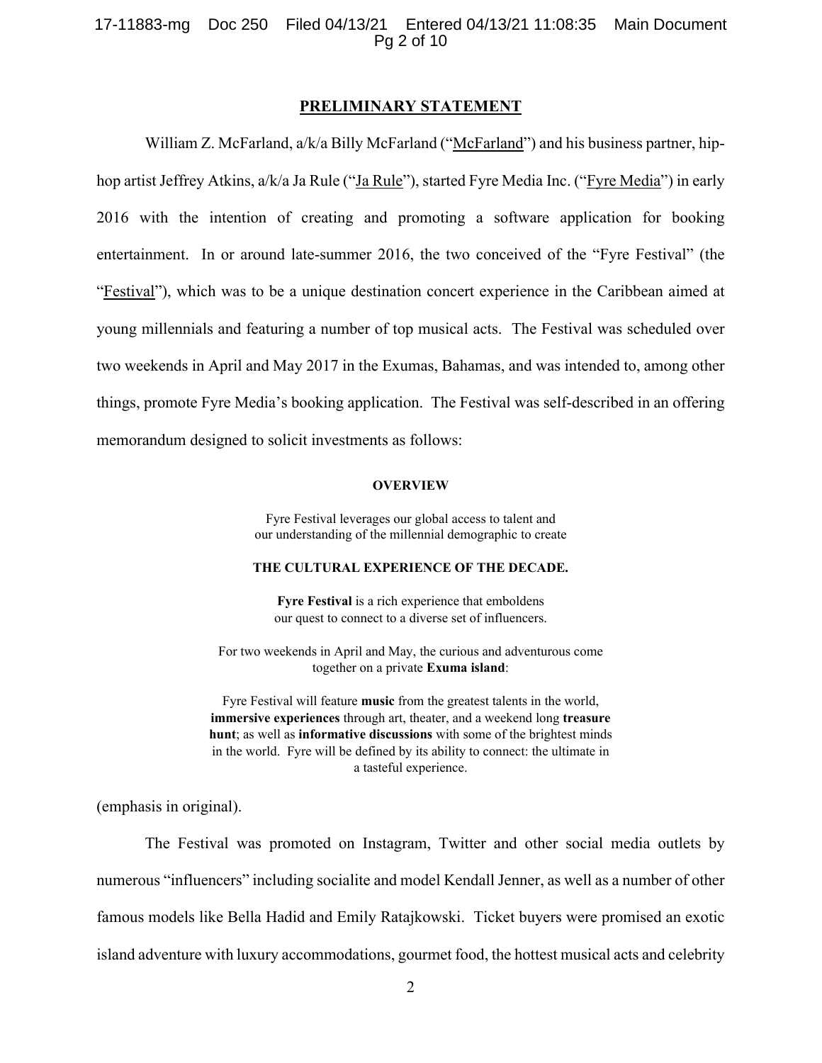## PRELIMINARY STATEMENT

William Z. McFarland, a/k/a Billy McFarland ("McFarland") and his business partner, hip-hop artist Jeffrey Atkins, a/k/a Ja Rule ("Ja Rule"), started Fyre Media Inc. ("Fyre Media") in early 2016 with the intention of creating and promoting a software application for booking entertainment. In or around late-summer 2016, the two conceived of the "Fyre Festival" (the "Festival"), which was to be a unique destination concert experience in the Caribbean aimed at young millennials and featuring a number of top musical acts. The Festival was scheduled over two weekends in April and May 2017 in the Exumas, Bahamas, and was intended to, among other things, promote Fyre Media's booking application. The Festival was self-described in an offering memorandum designed to solicit investments as follows:

> **OVERVIEW**
>
> Fyre Festival leverages our global access to talent and our understanding of the millennial demographic to create
>
> **THE CULTURAL EXPERIENCE OF THE DECADE.**
>
> **Fyre Festival** is a rich experience that emboldens our quest to connect to a diverse set of influencers.
>
> For two weekends in April and May, the curious and adventurous come together on a private **Exuma island**:
>
> Fyre Festival will feature **music** from the greatest talents in the world, **immersive experiences** through art, theater, and a weekend long **treasure hunt**; as well as **informative discussions** with some of the brightest minds in the world. Fyre will be defined by its ability to connect: the ultimate in a tasteful experience.

(emphasis in original).

The Festival was promoted on Instagram, Twitter and other social media outlets by numerous "influencers" including socialite and model Kendall Jenner, as well as a number of other famous models like Bella Hadid and Emily Ratajkowski. Ticket buyers were promised an exotic island adventure with luxury accommodations, gourmet food, the hottest musical acts and celebrity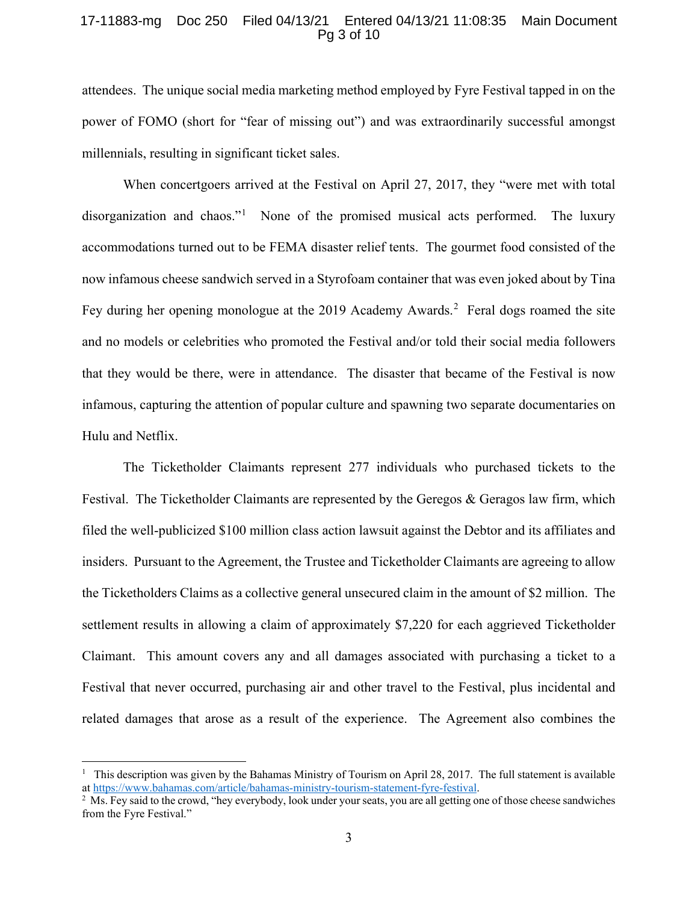attendees. The unique social media marketing method employed by Fyre Festival tapped in on the power of FOMO (short for "fear of missing out") and was extraordinarily successful amongst millennials, resulting in significant ticket sales.

When concertgoers arrived at the Festival on April 27, 2017, they "were met with total disorganization and chaos."[1] None of the promised musical acts performed. The luxury accommodations turned out to be FEMA disaster relief tents. The gourmet food consisted of the now infamous cheese sandwich served in a Styrofoam container that was even joked about by Tina Fey during her opening monologue at the 2019 Academy Awards.[2] Feral dogs roamed the site and no models or celebrities who promoted the Festival and/or told their social media followers that they would be there, were in attendance. The disaster that became of the Festival is now infamous, capturing the attention of popular culture and spawning two separate documentaries on Hulu and Netflix.

The Ticketholder Claimants represent 277 individuals who purchased tickets to the Festival. The Ticketholder Claimants are represented by the Geregos & Geragos law firm, which filed the well-publicized $100 million class action lawsuit against the Debtor and its affiliates and insiders. Pursuant to the Agreement, the Trustee and Ticketholder Claimants are agreeing to allow the Ticketholders Claims as a collective general unsecured claim in the amount of $2 million. The settlement results in allowing a claim of approximately $7,220 for each aggrieved Ticketholder Claimant. This amount covers any and all damages associated with purchasing a ticket to a Festival that never occurred, purchasing air and other travel to the Festival, plus incidental and related damages that arose as a result of the experience. The Agreement also combines the

---

[1] This description was given by the Bahamas Ministry of Tourism on April 28, 2017. The full statement is available at https://www.bahamas.com/article/bahamas-ministry-tourism-statement-fyre-festival.

[2] Ms. Fey said to the crowd, "hey everybody, look under your seats, you are all getting one of those cheese sandwiches from the Fyre Festival."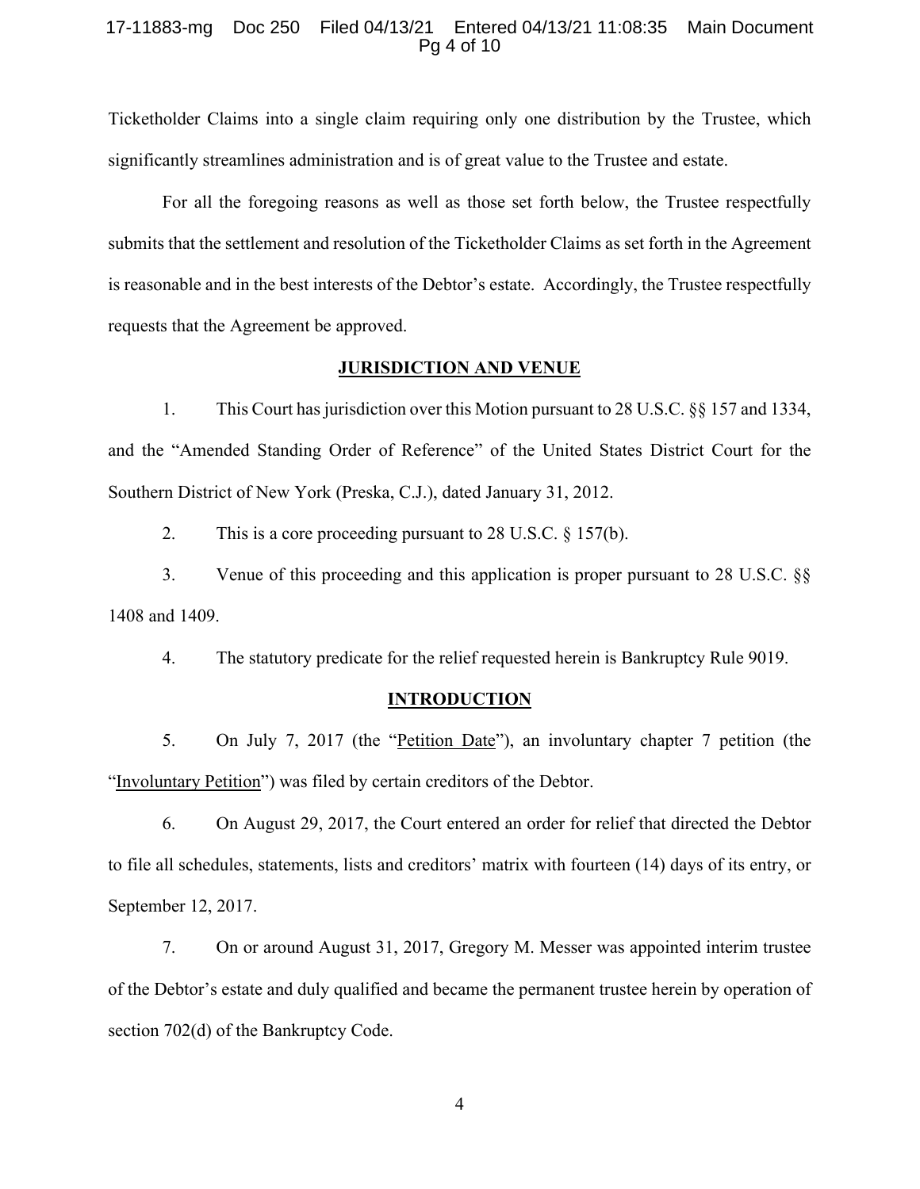Ticketholder Claims into a single claim requiring only one distribution by the Trustee, which significantly streamlines administration and is of great value to the Trustee and estate.

For all the foregoing reasons as well as those set forth below, the Trustee respectfully submits that the settlement and resolution of the Ticketholder Claims as set forth in the Agreement is reasonable and in the best interests of the Debtor's estate. Accordingly, the Trustee respectfully requests that the Agreement be approved.

## JURISDICTION AND VENUE

1. This Court has jurisdiction over this Motion pursuant to 28 U.S.C. §§ 157 and 1334, and the "Amended Standing Order of Reference" of the United States District Court for the Southern District of New York (Preska, C.J.), dated January 31, 2012.

2. This is a core proceeding pursuant to 28 U.S.C. § 157(b).

3. Venue of this proceeding and this application is proper pursuant to 28 U.S.C. §§ 1408 and 1409.

4. The statutory predicate for the relief requested herein is Bankruptcy Rule 9019.

## INTRODUCTION

5. On July 7, 2017 (the "Petition Date"), an involuntary chapter 7 petition (the "Involuntary Petition") was filed by certain creditors of the Debtor.

6. On August 29, 2017, the Court entered an order for relief that directed the Debtor to file all schedules, statements, lists and creditors' matrix with fourteen (14) days of its entry, or September 12, 2017.

7. On or around August 31, 2017, Gregory M. Messer was appointed interim trustee of the Debtor's estate and duly qualified and became the permanent trustee herein by operation of section 702(d) of the Bankruptcy Code.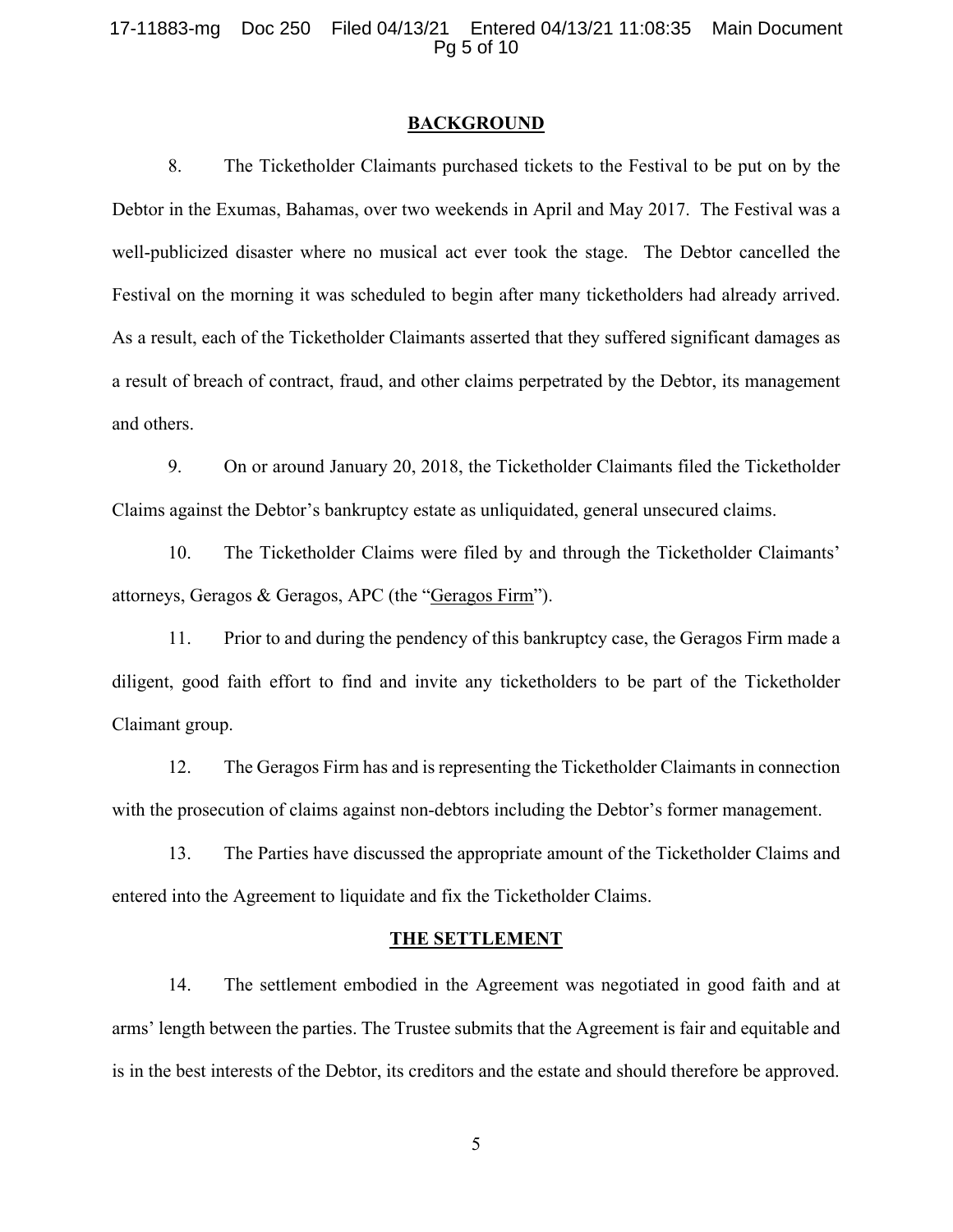## BACKGROUND

8. The Ticketholder Claimants purchased tickets to the Festival to be put on by the Debtor in the Exumas, Bahamas, over two weekends in April and May 2017. The Festival was a well-publicized disaster where no musical act ever took the stage. The Debtor cancelled the Festival on the morning it was scheduled to begin after many ticketholders had already arrived. As a result, each of the Ticketholder Claimants asserted that they suffered significant damages as a result of breach of contract, fraud, and other claims perpetrated by the Debtor, its management and others.

9. On or around January 20, 2018, the Ticketholder Claimants filed the Ticketholder Claims against the Debtor's bankruptcy estate as unliquidated, general unsecured claims.

10. The Ticketholder Claims were filed by and through the Ticketholder Claimants' attorneys, Geragos & Geragos, APC (the "Geragos Firm").

11. Prior to and during the pendency of this bankruptcy case, the Geragos Firm made a diligent, good faith effort to find and invite any ticketholders to be part of the Ticketholder Claimant group.

12. The Geragos Firm has and is representing the Ticketholder Claimants in connection with the prosecution of claims against non-debtors including the Debtor's former management.

13. The Parties have discussed the appropriate amount of the Ticketholder Claims and entered into the Agreement to liquidate and fix the Ticketholder Claims.

## THE SETTLEMENT

14. The settlement embodied in the Agreement was negotiated in good faith and at arms' length between the parties. The Trustee submits that the Agreement is fair and equitable and is in the best interests of the Debtor, its creditors and the estate and should therefore be approved.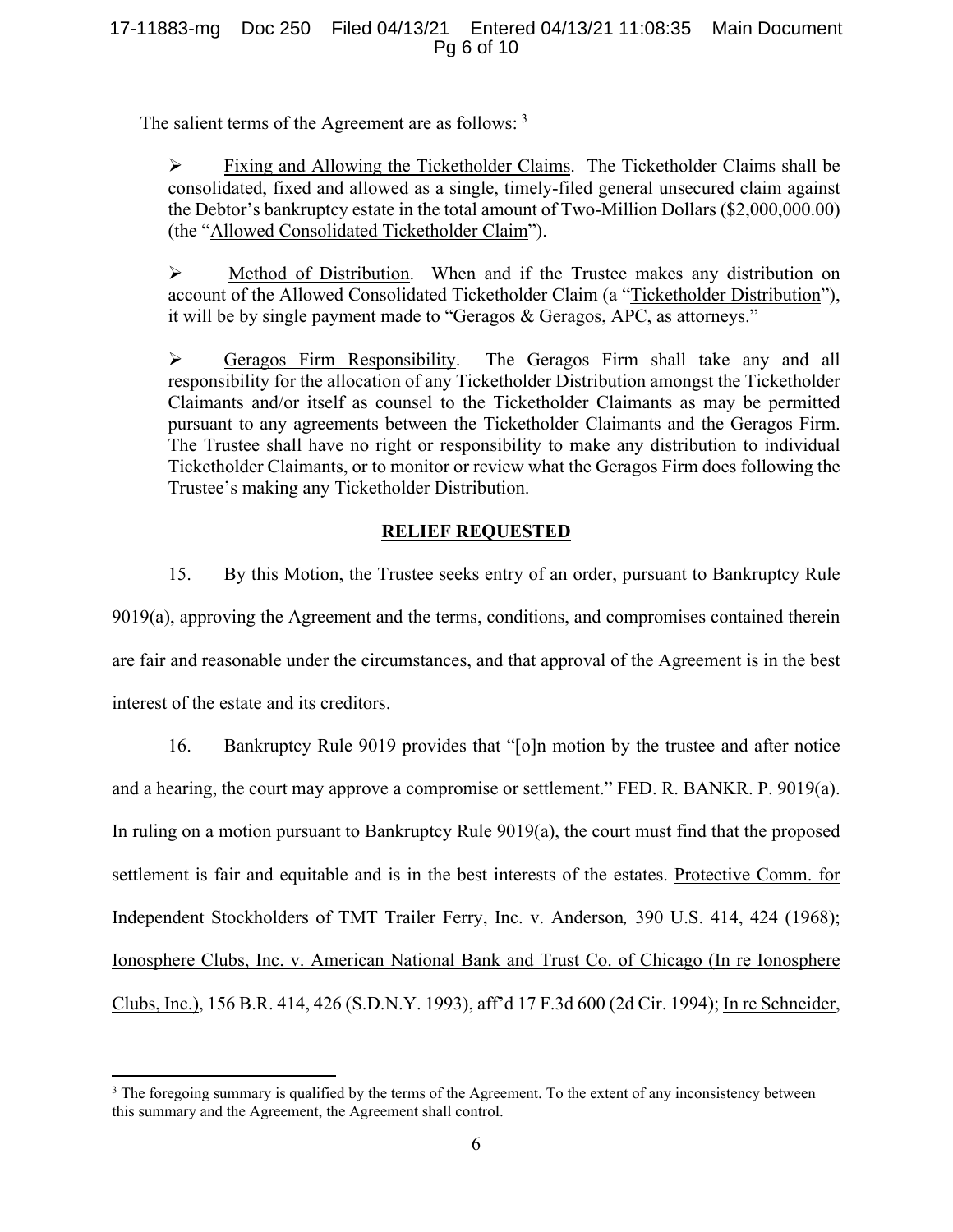The salient terms of the Agreement are as follows: [3]

- Fixing and Allowing the Ticketholder Claims. The Ticketholder Claims shall be consolidated, fixed and allowed as a single, timely-filed general unsecured claim against the Debtor's bankruptcy estate in the total amount of Two-Million Dollars ($2,000,000.00) (the "Allowed Consolidated Ticketholder Claim").

- Method of Distribution. When and if the Trustee makes any distribution on account of the Allowed Consolidated Ticketholder Claim (a "Ticketholder Distribution"), it will be by single payment made to "Geragos & Geragos, APC, as attorneys."

- Geragos Firm Responsibility. The Geragos Firm shall take any and all responsibility for the allocation of any Ticketholder Distribution amongst the Ticketholder Claimants and/or itself as counsel to the Ticketholder Claimants as may be permitted pursuant to any agreements between the Ticketholder Claimants and the Geragos Firm. The Trustee shall have no right or responsibility to make any distribution to individual Ticketholder Claimants, or to monitor or review what the Geragos Firm does following the Trustee's making any Ticketholder Distribution.

## RELIEF REQUESTED

15. By this Motion, the Trustee seeks entry of an order, pursuant to Bankruptcy Rule 9019(a), approving the Agreement and the terms, conditions, and compromises contained therein are fair and reasonable under the circumstances, and that approval of the Agreement is in the best interest of the estate and its creditors.

16. Bankruptcy Rule 9019 provides that "[o]n motion by the trustee and after notice and a hearing, the court may approve a compromise or settlement." FED. R. BANKR. P. 9019(a). In ruling on a motion pursuant to Bankruptcy Rule 9019(a), the court must find that the proposed settlement is fair and equitable and is in the best interests of the estates. Protective Comm. for Independent Stockholders of TMT Trailer Ferry, Inc. v. Anderson, 390 U.S. 414, 424 (1968); Ionosphere Clubs, Inc. v. American National Bank and Trust Co. of Chicago (In re Ionosphere Clubs, Inc.), 156 B.R. 414, 426 (S.D.N.Y. 1993), aff'd 17 F.3d 600 (2d Cir. 1994); In re Schneider,

[3] The foregoing summary is qualified by the terms of the Agreement. To the extent of any inconsistency between this summary and the Agreement, the Agreement shall control.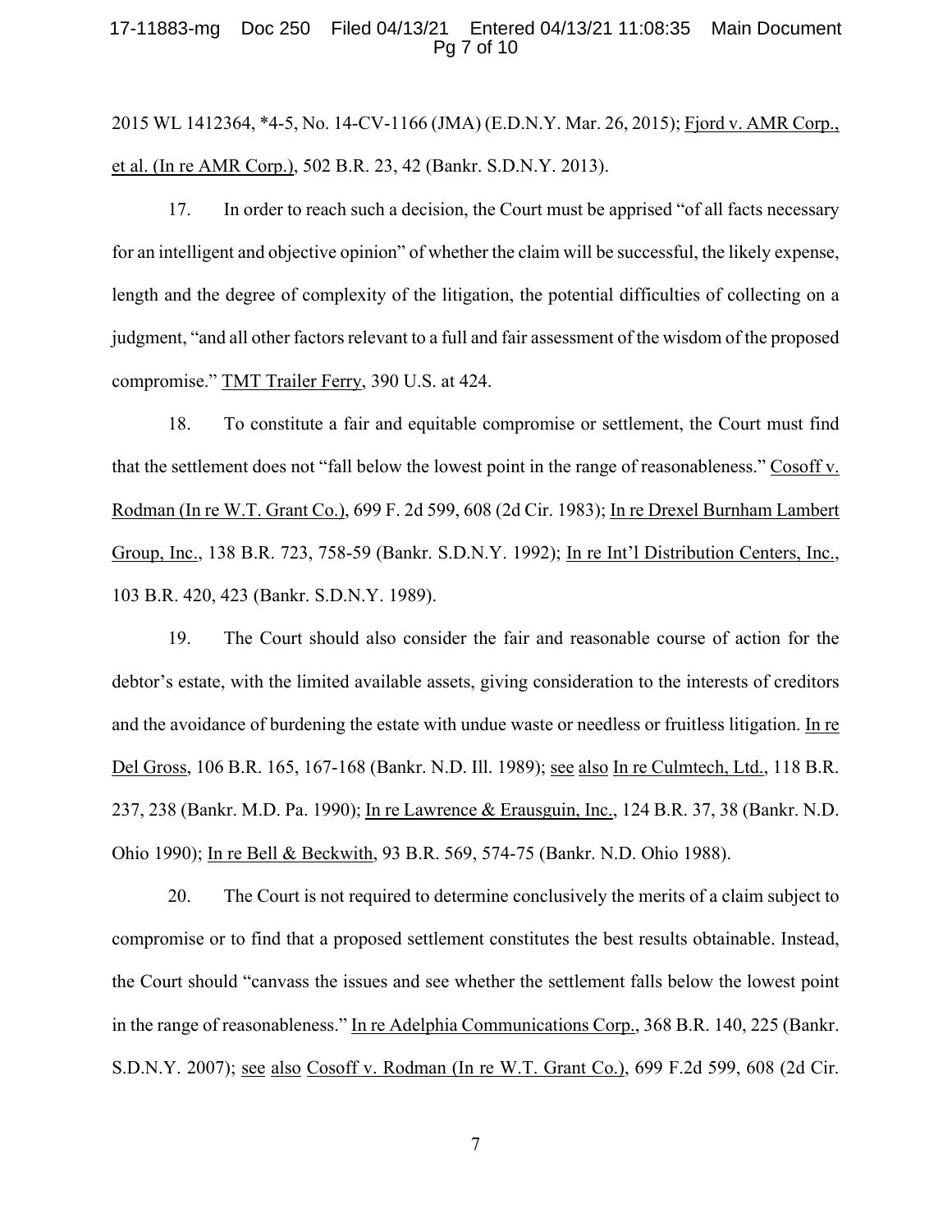2015 WL 1412364, *4-5, No. 14-CV-1166 (JMA) (E.D.N.Y. Mar. 26, 2015); Fjord v. AMR Corp., et al. (In re AMR Corp.), 502 B.R. 23, 42 (Bankr. S.D.N.Y. 2013).

17. In order to reach such a decision, the Court must be apprised "of all facts necessary for an intelligent and objective opinion" of whether the claim will be successful, the likely expense, length and the degree of complexity of the litigation, the potential difficulties of collecting on a judgment, "and all other factors relevant to a full and fair assessment of the wisdom of the proposed compromise." TMT Trailer Ferry, 390 U.S. at 424.

18. To constitute a fair and equitable compromise or settlement, the Court must find that the settlement does not "fall below the lowest point in the range of reasonableness." Cosoff v. Rodman (In re W.T. Grant Co.), 699 F. 2d 599, 608 (2d Cir. 1983); In re Drexel Burnham Lambert Group, Inc., 138 B.R. 723, 758-59 (Bankr. S.D.N.Y. 1992); In re Int'l Distribution Centers, Inc., 103 B.R. 420, 423 (Bankr. S.D.N.Y. 1989).

19. The Court should also consider the fair and reasonable course of action for the debtor's estate, with the limited available assets, giving consideration to the interests of creditors and the avoidance of burdening the estate with undue waste or needless or fruitless litigation. In re Del Gross, 106 B.R. 165, 167-168 (Bankr. N.D. Ill. 1989); see also In re Culmtech, Ltd., 118 B.R. 237, 238 (Bankr. M.D. Pa. 1990); In re Lawrence & Erausguin, Inc., 124 B.R. 37, 38 (Bankr. N.D. Ohio 1990); In re Bell & Beckwith, 93 B.R. 569, 574-75 (Bankr. N.D. Ohio 1988).

20. The Court is not required to determine conclusively the merits of a claim subject to compromise or to find that a proposed settlement constitutes the best results obtainable. Instead, the Court should "canvass the issues and see whether the settlement falls below the lowest point in the range of reasonableness." In re Adelphia Communications Corp., 368 B.R. 140, 225 (Bankr. S.D.N.Y. 2007); see also Cosoff v. Rodman (In re W.T. Grant Co.), 699 F.2d 599, 608 (2d Cir.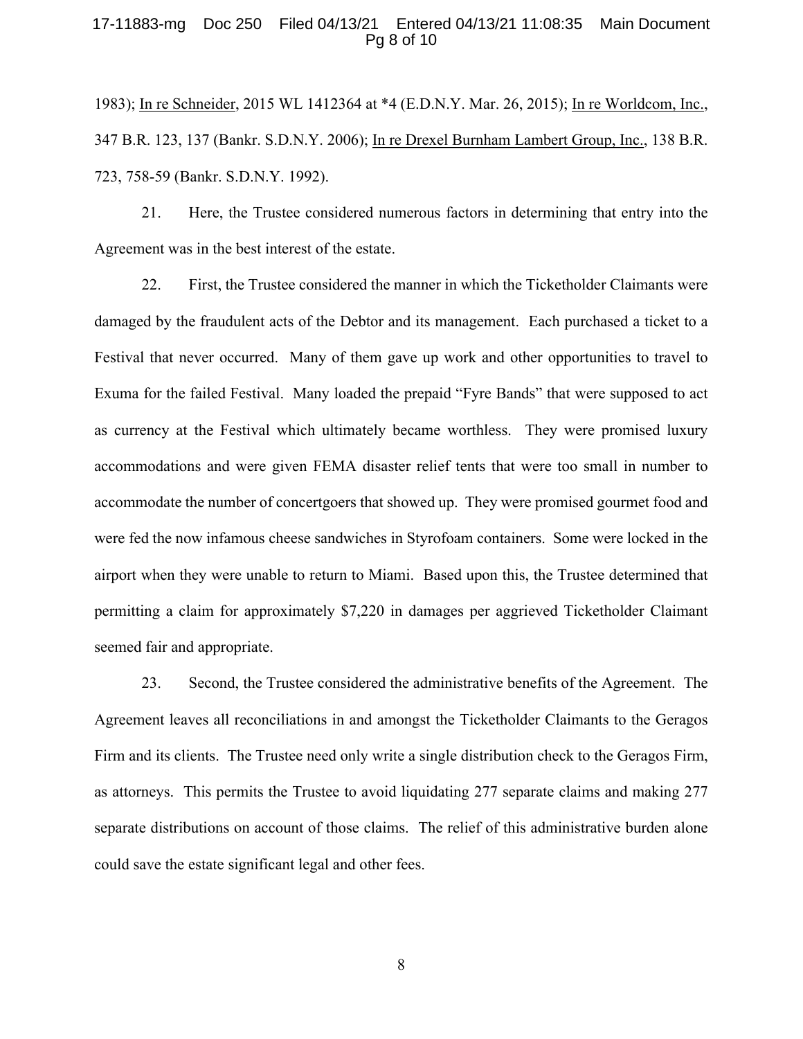1983); In re Schneider, 2015 WL 1412364 at *4 (E.D.N.Y. Mar. 26, 2015); In re Worldcom, Inc., 347 B.R. 123, 137 (Bankr. S.D.N.Y. 2006); In re Drexel Burnham Lambert Group, Inc., 138 B.R. 723, 758-59 (Bankr. S.D.N.Y. 1992).

21. Here, the Trustee considered numerous factors in determining that entry into the Agreement was in the best interest of the estate.

22. First, the Trustee considered the manner in which the Ticketholder Claimants were damaged by the fraudulent acts of the Debtor and its management. Each purchased a ticket to a Festival that never occurred. Many of them gave up work and other opportunities to travel to Exuma for the failed Festival. Many loaded the prepaid "Fyre Bands" that were supposed to act as currency at the Festival which ultimately became worthless. They were promised luxury accommodations and were given FEMA disaster relief tents that were too small in number to accommodate the number of concertgoers that showed up. They were promised gourmet food and were fed the now infamous cheese sandwiches in Styrofoam containers. Some were locked in the airport when they were unable to return to Miami. Based upon this, the Trustee determined that permitting a claim for approximately $7,220 in damages per aggrieved Ticketholder Claimant seemed fair and appropriate.

23. Second, the Trustee considered the administrative benefits of the Agreement. The Agreement leaves all reconciliations in and amongst the Ticketholder Claimants to the Geragos Firm and its clients. The Trustee need only write a single distribution check to the Geragos Firm, as attorneys. This permits the Trustee to avoid liquidating 277 separate claims and making 277 separate distributions on account of those claims. The relief of this administrative burden alone could save the estate significant legal and other fees.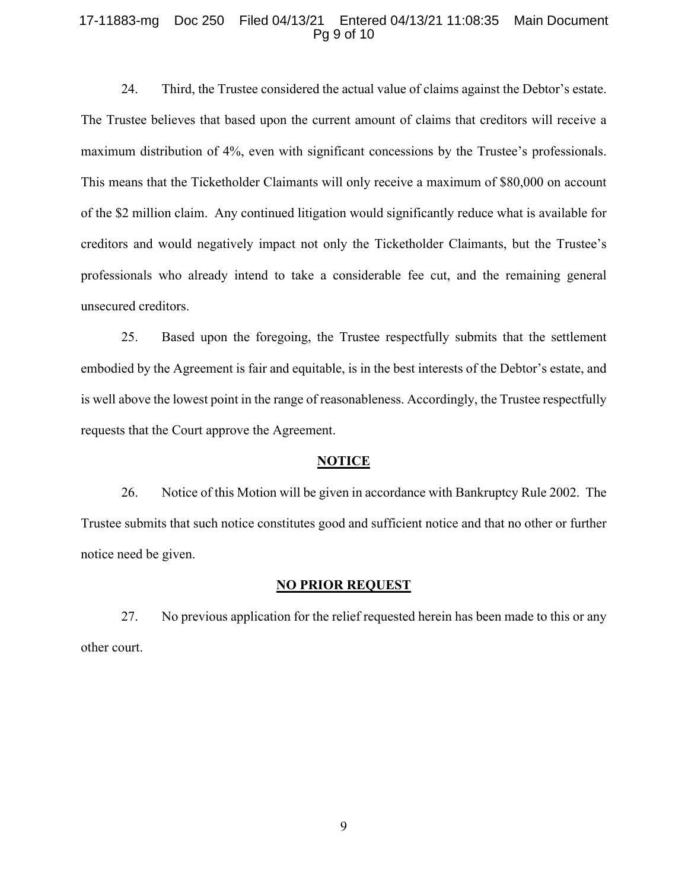24. Third, the Trustee considered the actual value of claims against the Debtor's estate. The Trustee believes that based upon the current amount of claims that creditors will receive a maximum distribution of 4%, even with significant concessions by the Trustee's professionals. This means that the Ticketholder Claimants will only receive a maximum of $80,000 on account of the $2 million claim. Any continued litigation would significantly reduce what is available for creditors and would negatively impact not only the Ticketholder Claimants, but the Trustee's professionals who already intend to take a considerable fee cut, and the remaining general unsecured creditors.

25. Based upon the foregoing, the Trustee respectfully submits that the settlement embodied by the Agreement is fair and equitable, is in the best interests of the Debtor's estate, and is well above the lowest point in the range of reasonableness. Accordingly, the Trustee respectfully requests that the Court approve the Agreement.

## NOTICE

26. Notice of this Motion will be given in accordance with Bankruptcy Rule 2002. The Trustee submits that such notice constitutes good and sufficient notice and that no other or further notice need be given.

## NO PRIOR REQUEST

27. No previous application for the relief requested herein has been made to this or any other court.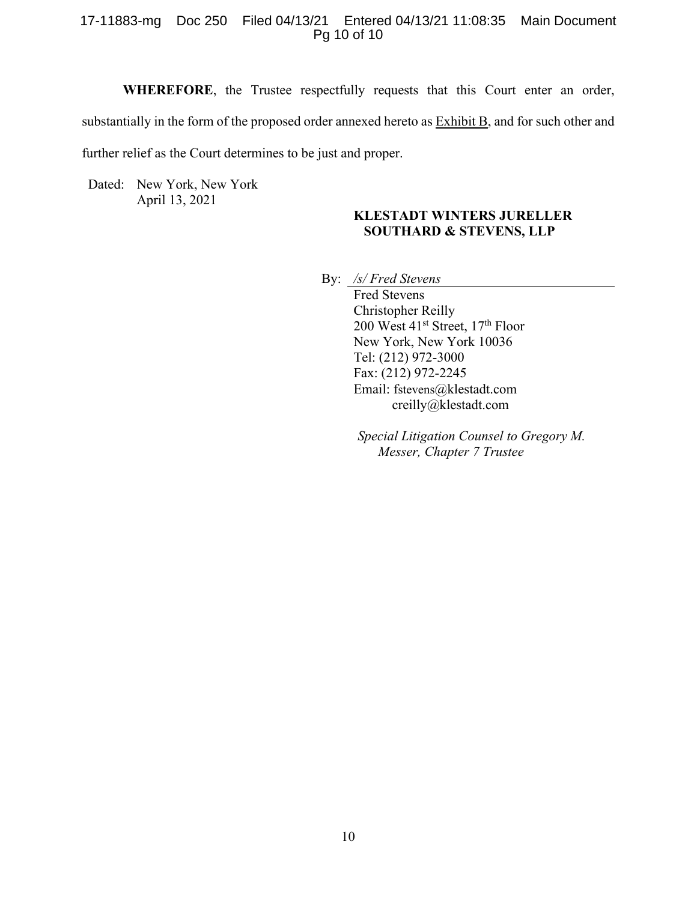**WHEREFORE**, the Trustee respectfully requests that this Court enter an order, substantially in the form of the proposed order annexed hereto as Exhibit B, and for such other and further relief as the Court determines to be just and proper.

Dated: New York, New York
April 13, 2021

**KLESTADT WINTERS JURELLER SOUTHARD & STEVENS, LLP**

By: */s/ Fred Stevens*
Fred Stevens
Christopher Reilly
200 West 41st Street, 17th Floor
New York, New York 10036
Tel: (212) 972-3000
Fax: (212) 972-2245
Email: fstevens@klestadt.com
creilly@klestadt.com

*Special Litigation Counsel to Gregory M. Messer, Chapter 7 Trustee*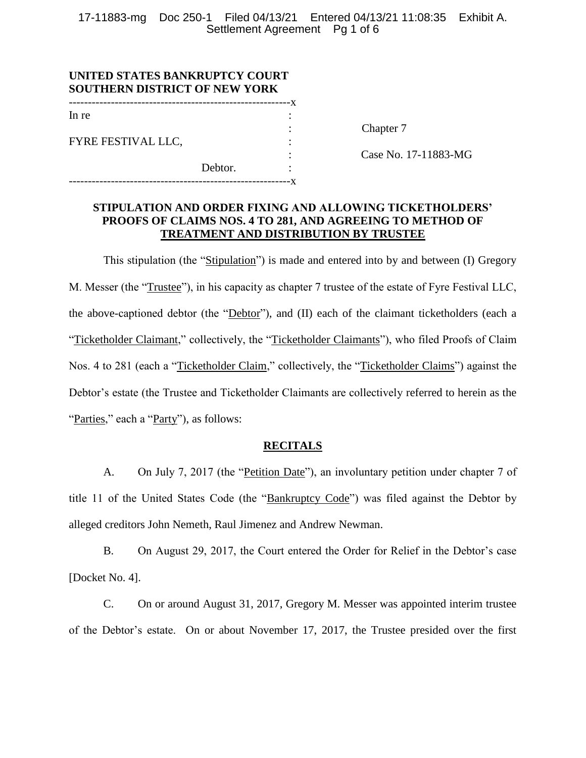**UNITED STATES BANKRUPTCY COURT**
**SOUTHERN DISTRICT OF NEW YORK**

| | | |
|---|---|---|
| In re | : | |
| | : | Chapter 7 |
| FYRE FESTIVAL LLC, | : | |
| | : | Case No. 17-11883-MG |
| Debtor. | : | |

**STIPULATION AND ORDER FIXING AND ALLOWING TICKETHOLDERS' PROOFS OF CLAIMS NOS. 4 TO 281, AND AGREEING TO METHOD OF TREATMENT AND DISTRIBUTION BY TRUSTEE**

This stipulation (the "Stipulation") is made and entered into by and between (I) Gregory M. Messer (the "Trustee"), in his capacity as chapter 7 trustee of the estate of Fyre Festival LLC, the above-captioned debtor (the "Debtor"), and (II) each of the claimant ticketholders (each a "Ticketholder Claimant," collectively, the "Ticketholder Claimants"), who filed Proofs of Claim Nos. 4 to 281 (each a "Ticketholder Claim," collectively, the "Ticketholder Claims") against the Debtor's estate (the Trustee and Ticketholder Claimants are collectively referred to herein as the "Parties," each a "Party"), as follows:

## RECITALS

A. On July 7, 2017 (the "Petition Date"), an involuntary petition under chapter 7 of title 11 of the United States Code (the "Bankruptcy Code") was filed against the Debtor by alleged creditors John Nemeth, Raul Jimenez and Andrew Newman.

B. On August 29, 2017, the Court entered the Order for Relief in the Debtor's case [Docket No. 4].

C. On or around August 31, 2017, Gregory M. Messer was appointed interim trustee of the Debtor's estate. On or about November 17, 2017, the Trustee presided over the first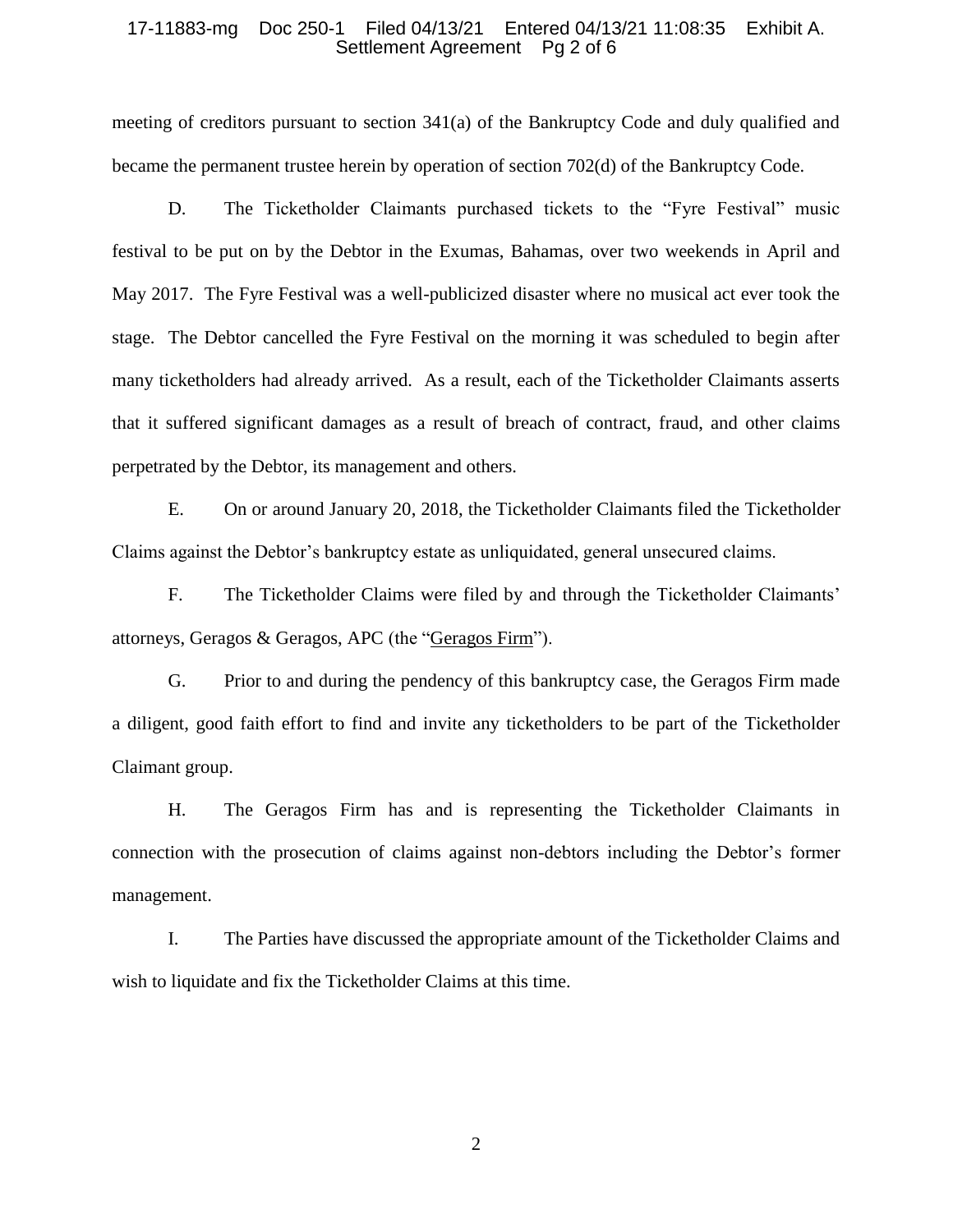meeting of creditors pursuant to section 341(a) of the Bankruptcy Code and duly qualified and became the permanent trustee herein by operation of section 702(d) of the Bankruptcy Code.

D. The Ticketholder Claimants purchased tickets to the "Fyre Festival" music festival to be put on by the Debtor in the Exumas, Bahamas, over two weekends in April and May 2017. The Fyre Festival was a well-publicized disaster where no musical act ever took the stage. The Debtor cancelled the Fyre Festival on the morning it was scheduled to begin after many ticketholders had already arrived. As a result, each of the Ticketholder Claimants asserts that it suffered significant damages as a result of breach of contract, fraud, and other claims perpetrated by the Debtor, its management and others.

E. On or around January 20, 2018, the Ticketholder Claimants filed the Ticketholder Claims against the Debtor's bankruptcy estate as unliquidated, general unsecured claims.

F. The Ticketholder Claims were filed by and through the Ticketholder Claimants' attorneys, Geragos & Geragos, APC (the "Geragos Firm").

G. Prior to and during the pendency of this bankruptcy case, the Geragos Firm made a diligent, good faith effort to find and invite any ticketholders to be part of the Ticketholder Claimant group.

H. The Geragos Firm has and is representing the Ticketholder Claimants in connection with the prosecution of claims against non-debtors including the Debtor's former management.

I. The Parties have discussed the appropriate amount of the Ticketholder Claims and wish to liquidate and fix the Ticketholder Claims at this time.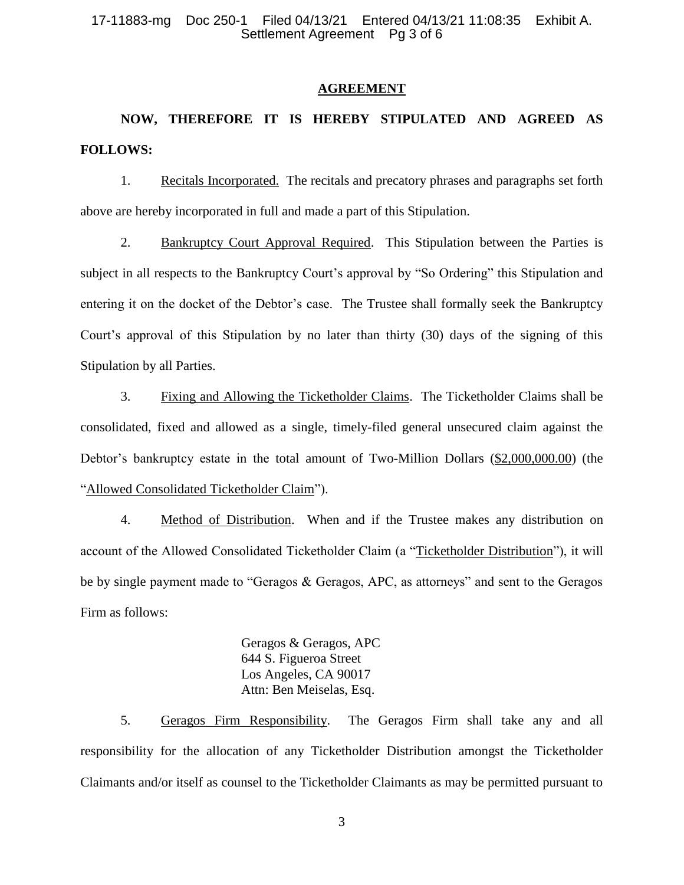## AGREEMENT

**NOW, THEREFORE IT IS HEREBY STIPULATED AND AGREED AS FOLLOWS:**

1. Recitals Incorporated. The recitals and precatory phrases and paragraphs set forth above are hereby incorporated in full and made a part of this Stipulation.

2. Bankruptcy Court Approval Required. This Stipulation between the Parties is subject in all respects to the Bankruptcy Court's approval by "So Ordering" this Stipulation and entering it on the docket of the Debtor's case. The Trustee shall formally seek the Bankruptcy Court's approval of this Stipulation by no later than thirty (30) days of the signing of this Stipulation by all Parties.

3. Fixing and Allowing the Ticketholder Claims. The Ticketholder Claims shall be consolidated, fixed and allowed as a single, timely-filed general unsecured claim against the Debtor's bankruptcy estate in the total amount of Two-Million Dollars ($2,000,000.00) (the "Allowed Consolidated Ticketholder Claim").

4. Method of Distribution. When and if the Trustee makes any distribution on account of the Allowed Consolidated Ticketholder Claim (a "Ticketholder Distribution"), it will be by single payment made to "Geragos & Geragos, APC, as attorneys" and sent to the Geragos Firm as follows:

> Geragos & Geragos, APC
> 644 S. Figueroa Street
> Los Angeles, CA 90017
> Attn: Ben Meiselas, Esq.

5. Geragos Firm Responsibility. The Geragos Firm shall take any and all responsibility for the allocation of any Ticketholder Distribution amongst the Ticketholder Claimants and/or itself as counsel to the Ticketholder Claimants as may be permitted pursuant to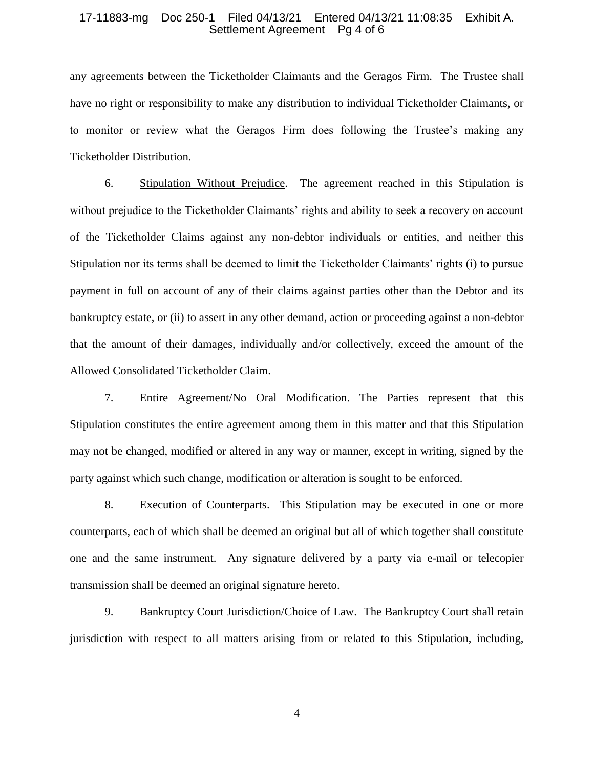any agreements between the Ticketholder Claimants and the Geragos Firm. The Trustee shall have no right or responsibility to make any distribution to individual Ticketholder Claimants, or to monitor or review what the Geragos Firm does following the Trustee's making any Ticketholder Distribution.

6. Stipulation Without Prejudice. The agreement reached in this Stipulation is without prejudice to the Ticketholder Claimants' rights and ability to seek a recovery on account of the Ticketholder Claims against any non-debtor individuals or entities, and neither this Stipulation nor its terms shall be deemed to limit the Ticketholder Claimants' rights (i) to pursue payment in full on account of any of their claims against parties other than the Debtor and its bankruptcy estate, or (ii) to assert in any other demand, action or proceeding against a non-debtor that the amount of their damages, individually and/or collectively, exceed the amount of the Allowed Consolidated Ticketholder Claim.

7. Entire Agreement/No Oral Modification. The Parties represent that this Stipulation constitutes the entire agreement among them in this matter and that this Stipulation may not be changed, modified or altered in any way or manner, except in writing, signed by the party against which such change, modification or alteration is sought to be enforced.

8. Execution of Counterparts. This Stipulation may be executed in one or more counterparts, each of which shall be deemed an original but all of which together shall constitute one and the same instrument. Any signature delivered by a party via e-mail or telecopier transmission shall be deemed an original signature hereto.

9. Bankruptcy Court Jurisdiction/Choice of Law. The Bankruptcy Court shall retain jurisdiction with respect to all matters arising from or related to this Stipulation, including,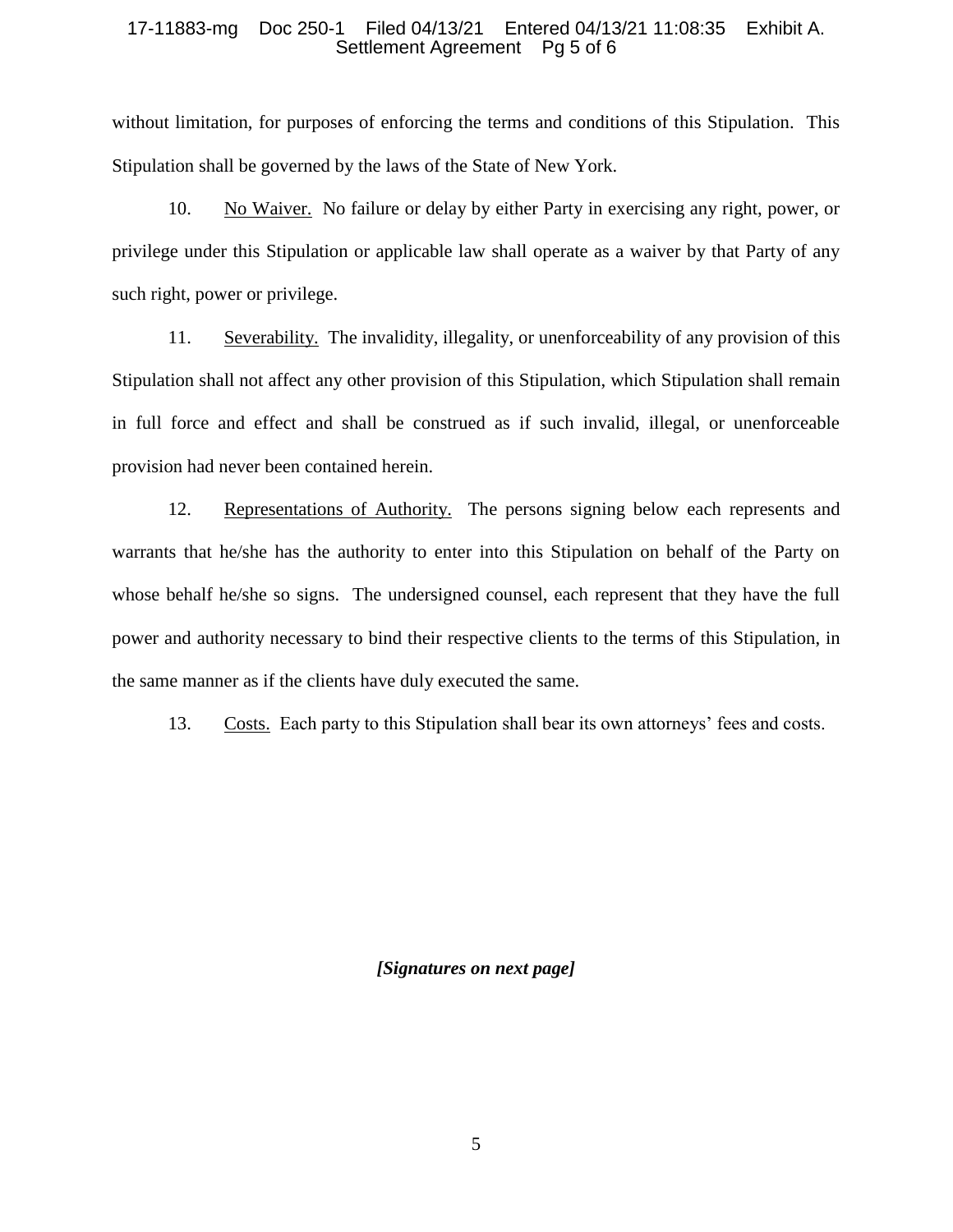without limitation, for purposes of enforcing the terms and conditions of this Stipulation. This Stipulation shall be governed by the laws of the State of New York.

10. No Waiver. No failure or delay by either Party in exercising any right, power, or privilege under this Stipulation or applicable law shall operate as a waiver by that Party of any such right, power or privilege.

11. Severability. The invalidity, illegality, or unenforceability of any provision of this Stipulation shall not affect any other provision of this Stipulation, which Stipulation shall remain in full force and effect and shall be construed as if such invalid, illegal, or unenforceable provision had never been contained herein.

12. Representations of Authority. The persons signing below each represents and warrants that he/she has the authority to enter into this Stipulation on behalf of the Party on whose behalf he/she so signs. The undersigned counsel, each represent that they have the full power and authority necessary to bind their respective clients to the terms of this Stipulation, in the same manner as if the clients have duly executed the same.

13. Costs. Each party to this Stipulation shall bear its own attorneys' fees and costs.

***[Signatures on next page]***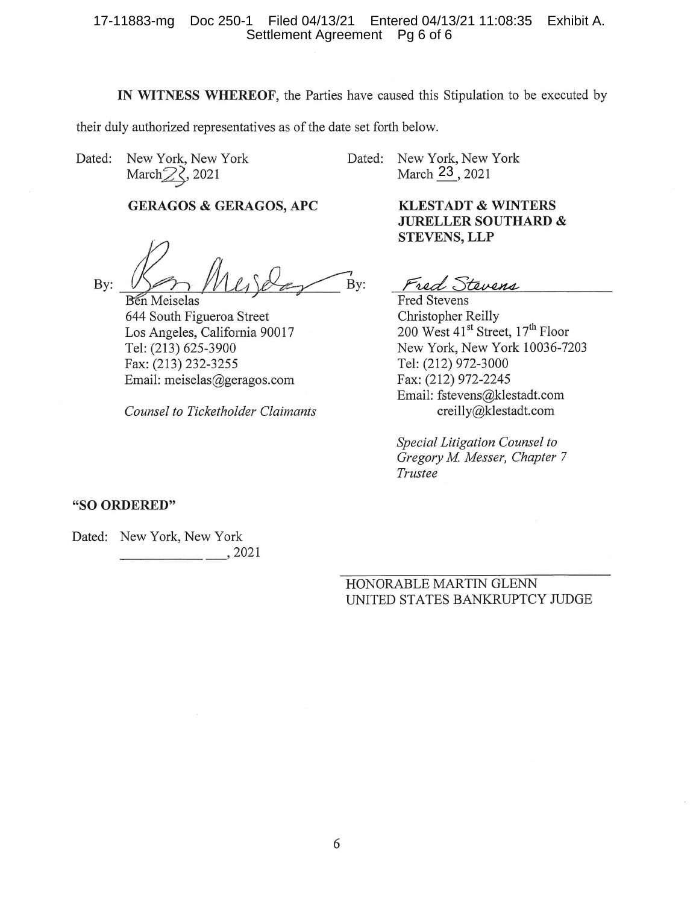**IN WITNESS WHEREOF**, the Parties have caused this Stipulation to be executed by their duly authorized representatives as of the date set forth below.

Dated: New York, New York
March 23, 2021

**GERAGOS & GERAGOS, APC**

By: _______________________
Ben Meiselas
644 South Figueroa Street
Los Angeles, California 90017
Tel: (213) 625-3900
Fax: (213) 232-3255
Email: meiselas@geragos.com

*Counsel to Ticketholder Claimants*

Dated: New York, New York
March 23, 2021

**KLESTADT & WINTERS JURELLER SOUTHARD & STEVENS, LLP**

By: *Fred Stevens*
Fred Stevens
Christopher Reilly
200 West 41st Street, 17th Floor
New York, New York 10036-7203
Tel: (212) 972-3000
Fax: (212) 972-2245
Email: fstevens@klestadt.com
creilly@klestadt.com

*Special Litigation Counsel to Gregory M. Messer, Chapter 7 Trustee*

**"SO ORDERED"**

Dated: New York, New York
___________ ___, 2021

_______________________________
HONORABLE MARTIN GLENN
UNITED STATES BANKRUPTCY JUDGE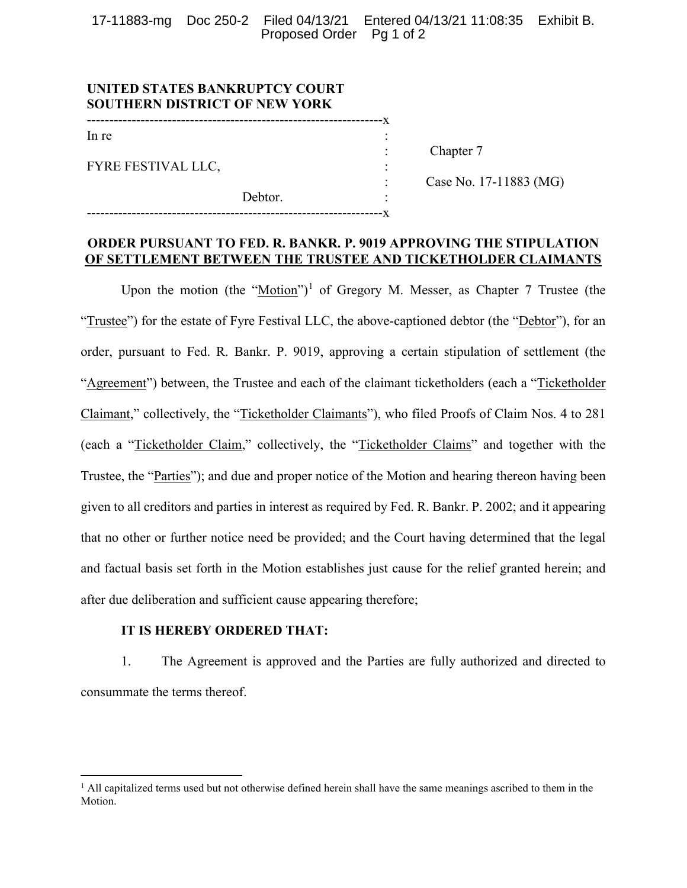**UNITED STATES BANKRUPTCY COURT**
**SOUTHERN DISTRICT OF NEW YORK**

| | | |
|---|---|---|
| In re | : | |
| | : | Chapter 7 |
| FYRE FESTIVAL LLC, | : | |
| | : | Case No. 17-11883 (MG) |
| Debtor. | : | |

**ORDER PURSUANT TO FED. R. BANKR. P. 9019 APPROVING THE STIPULATION OF SETTLEMENT BETWEEN THE TRUSTEE AND TICKETHOLDER CLAIMANTS**

Upon the motion (the "Motion")[1] of Gregory M. Messer, as Chapter 7 Trustee (the "Trustee") for the estate of Fyre Festival LLC, the above-captioned debtor (the "Debtor"), for an order, pursuant to Fed. R. Bankr. P. 9019, approving a certain stipulation of settlement (the "Agreement") between, the Trustee and each of the claimant ticketholders (each a "Ticketholder Claimant," collectively, the "Ticketholder Claimants"), who filed Proofs of Claim Nos. 4 to 281 (each a "Ticketholder Claim," collectively, the "Ticketholder Claims" and together with the Trustee, the "Parties"); and due and proper notice of the Motion and hearing thereon having been given to all creditors and parties in interest as required by Fed. R. Bankr. P. 2002; and it appearing that no other or further notice need be provided; and the Court having determined that the legal and factual basis set forth in the Motion establishes just cause for the relief granted herein; and after due deliberation and sufficient cause appearing therefore;

**IT IS HEREBY ORDERED THAT:**

1. The Agreement is approved and the Parties are fully authorized and directed to consummate the terms thereof.

[1] All capitalized terms used but not otherwise defined herein shall have the same meanings ascribed to them in the Motion.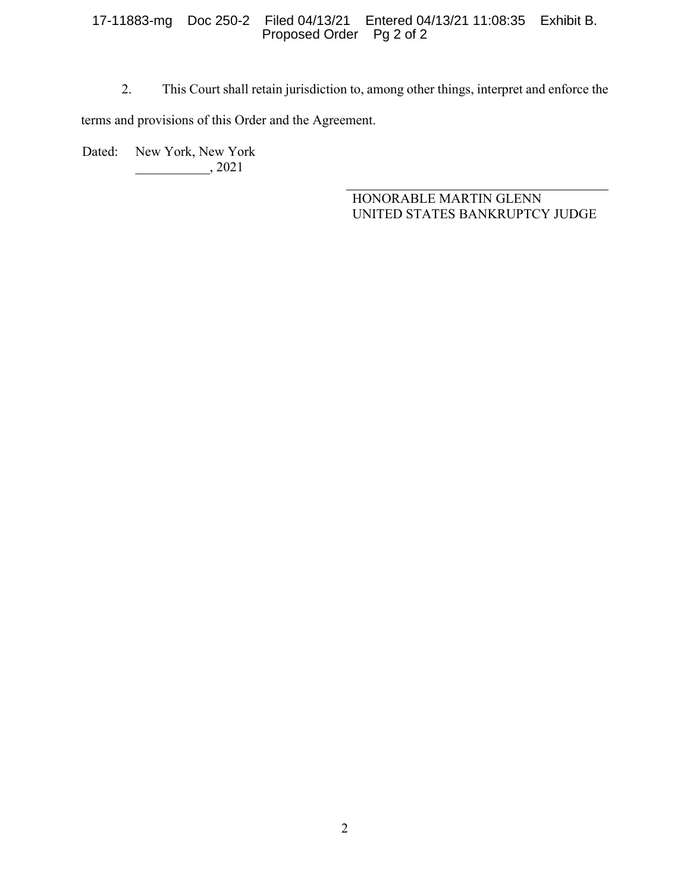2. This Court shall retain jurisdiction to, among other things, interpret and enforce the terms and provisions of this Order and the Agreement.

Dated: New York, New York
___________, 2021

_______________________________
HONORABLE MARTIN GLENN
UNITED STATES BANKRUPTCY JUDGE